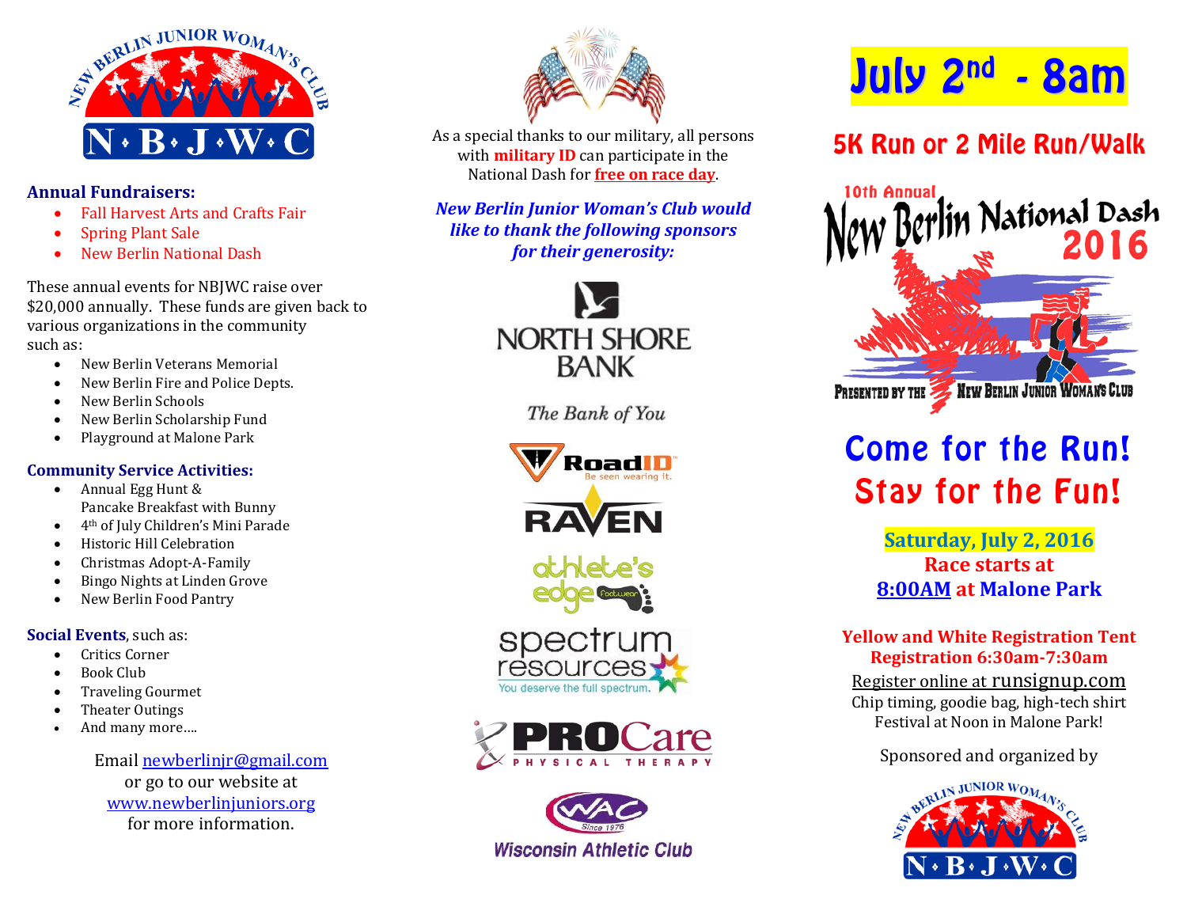NEW BERLIN JUNIOR WOMAN'S CLUB

N • B • J • W • C

**Annual Fundraisers:**

- Fall Harvest Arts and Crafts Fair
- Spring Plant Sale
- New Berlin National Dash

These annual events for NBJWC raise over $20,000 annually. These funds are given back to various organizations in the community such as:

- New Berlin Veterans Memorial
- New Berlin Fire and Police Depts.
- New Berlin Schools
- New Berlin Scholarship Fund
- Playground at Malone Park

**Community Service Activities:**

- Annual Egg Hunt & Pancake Breakfast with Bunny
- 4th of July Children's Mini Parade
- Historic Hill Celebration
- Christmas Adopt-A-Family
- Bingo Nights at Linden Grove
- New Berlin Food Pantry

**Social Events**, such as:

- Critics Corner
- Book Club
- Traveling Gourmet
- Theater Outings
- And many more….

Email newberlinjr@gmail.com
or go to our website at
www.newberlinjuniors.org
for more information.

As a special thanks to our military, all persons with **military ID** can participate in the National Dash for **free on race day**.

***New Berlin Junior Woman's Club would like to thank the following sponsors for their generosity:***

NORTH SHORE BANK

*The Bank of You*

RoadID – Be seen wearing it.

RAVEN

athlete's edge footwear

spectrum resources – You deserve the full spectrum.

PROCare PHYSICAL THERAPY

WAC Since 1976 – Wisconsin Athletic Club

# July 2nd - 8am

## 5K Run or 2 Mile Run/Walk

10th Annual
New Berlin National Dash 2016
Presented by the New Berlin Junior Woman's Club

## Come for the Run! Stay for the Fun!

**Saturday, July 2, 2016**
**Race starts at**
**8:00AM at Malone Park**

**Yellow and White Registration Tent**
**Registration 6:30am-7:30am**

Register online at runsignup.com
Chip timing, goodie bag, high-tech shirt
Festival at Noon in Malone Park!

Sponsored and organized by

NEW BERLIN JUNIOR WOMAN'S CLUB

N • B • J • W • C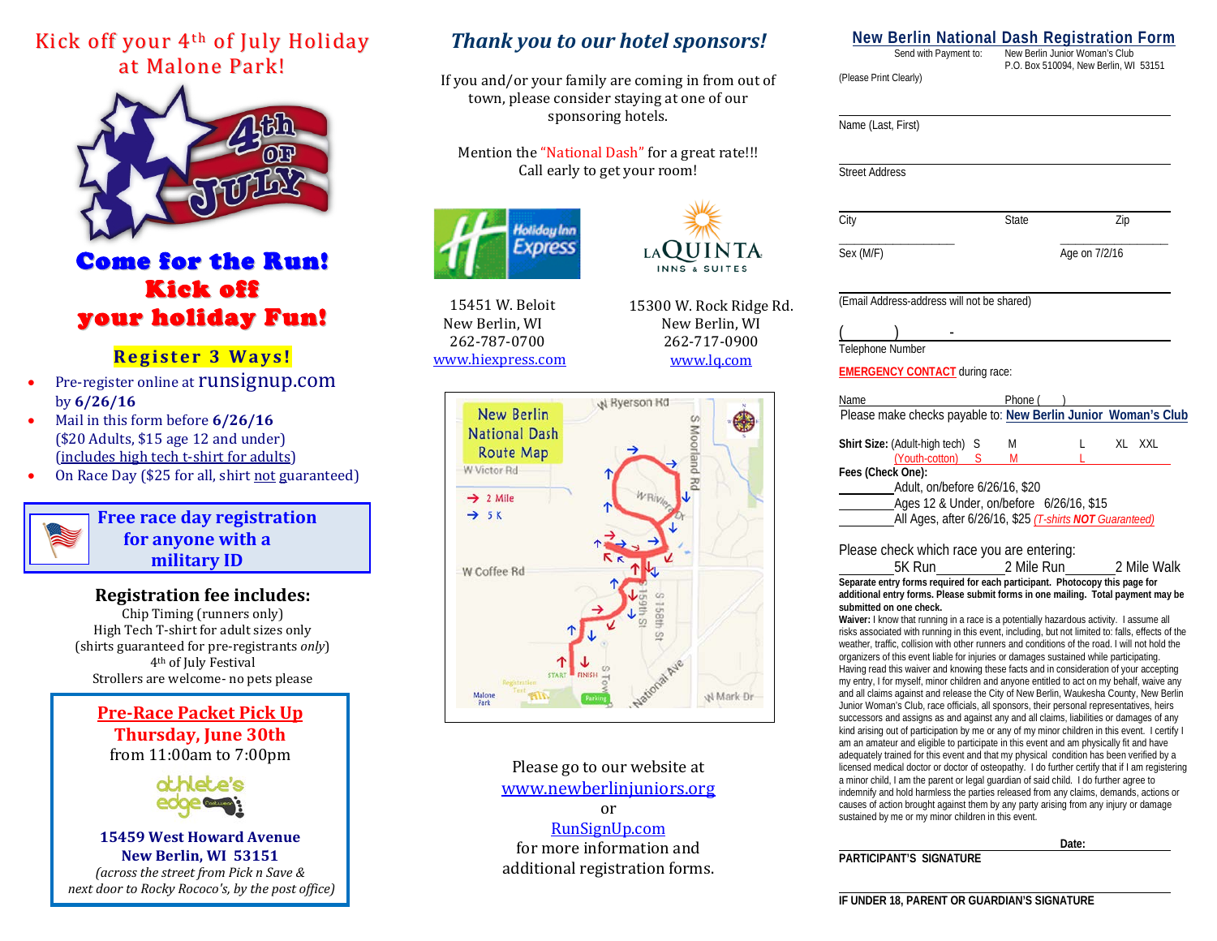# Kick off your 4th of July Holiday at Malone Park!

## Come for the Run! Kick off your holiday Fun!

### Register 3 Ways!

- Pre-register online at runsignup.com by **6/26/16**
- Mail in this form before **6/26/16** ($20 Adults, $15 age 12 and under) (includes high tech t-shirt for adults)
- On Race Day ($25 for all, shirt not guaranteed)

**Free race day registration for anyone with a military ID**

### Registration fee includes:

Chip Timing (runners only)
High Tech T-shirt for adult sizes only
(shirts guaranteed for pre-registrants *only*)
4th of July Festival
Strollers are welcome- no pets please

**Pre-Race Packet Pick Up**
**Thursday, June 30th**
from 11:00am to 7:00pm

athlete's edge

**15459 West Howard Avenue**
**New Berlin, WI 53151**
*(across the street from Pick n Save & next door to Rocky Rococo's, by the post office)*

## *Thank you to our hotel sponsors!*

If you and/or your family are coming in from out of town, please consider staying at one of our sponsoring hotels.

Mention the "National Dash" for a great rate!!!
Call early to get your room!

Holiday Inn Express
15451 W. Beloit
New Berlin, WI
262-787-0700
www.hiexpress.com

LaQuinta Inns & Suites
15300 W. Rock Ridge Rd.
New Berlin, WI
262-717-0900
www.lq.com

New Berlin National Dash Route Map
W Ryerson Rd
S Moorland Rd
W Victor Rd
2 Mile
5 K
W Riviera Dr
W Coffee Rd
S 159th St
S 158th St
START FINISH
Registration Tent
Malone Park
Parking
S Towne Dr
National Ave
W Mark Dr

Please go to our website at
www.newberlinjuniors.org
or
RunSignUp.com
for more information and additional registration forms.

## New Berlin National Dash Registration Form

Send with Payment to: New Berlin Junior Woman's Club
P.O. Box 510094, New Berlin, WI 53151

(Please Print Clearly)

Name (Last, First) ____________________

Street Address ____________________

City ________ State ________ Zip ________

Sex (M/F) ________ Age on 7/2/16 ________

(Email Address-address will not be shared) ____________________

( ) - ____________________
Telephone Number

**EMERGENCY CONTACT** during race:

Name ____________ Phone ( )

Please make checks payable to: **New Berlin Junior Woman's Club**

**Shirt Size:** (Adult-high tech) S M L XL XXL
(Youth-cotton) S M L

**Fees (Check One):**
________Adult, on/before 6/26/16, $20
________Ages 12 & Under, on/before 6/26/16, $15
________All Ages, after 6/26/16, $25 *(T-shirts **NOT** Guaranteed)*

Please check which race you are entering:
________5K Run________2 Mile Run________2 Mile Walk

**Separate entry forms required for each participant. Photocopy this page for additional entry forms. Please submit forms in one mailing. Total payment may be submitted on one check.**

**Waiver:** I know that running in a race is a potentially hazardous activity. I assume all risks associated with running in this event, including, but not limited to: falls, effects of the weather, traffic, collision with other runners and conditions of the road. I will not hold the organizers of this event liable for injuries or damages sustained while participating. Having read this waiver and knowing these facts and in consideration of your accepting my entry, I for myself, minor children and anyone entitled to act on my behalf, waive any and all claims against and release the City of New Berlin, Waukesha County, New Berlin Junior Woman's Club, race officials, all sponsors, their personal representatives, heirs successors and assigns as and against any and all claims, liabilities or damages of any kind arising out of participation by me or any of my minor children in this event. I certify I am an amateur and eligible to participate in this event and am physically fit and have adequately trained for this event and that my physical condition has been verified by a licensed medical doctor or doctor of osteopathy. I do further certify that if I am registering a minor child, I am the parent or legal guardian of said child. I do further agree to indemnify and hold harmless the parties released from any claims, demands, actions or causes of action brought against them by any party arising from any injury or damage sustained by me or my minor children in this event.

**PARTICIPANT'S SIGNATURE** ____________________ **Date:** ________

**IF UNDER 18, PARENT OR GUARDIAN'S SIGNATURE** ____________________